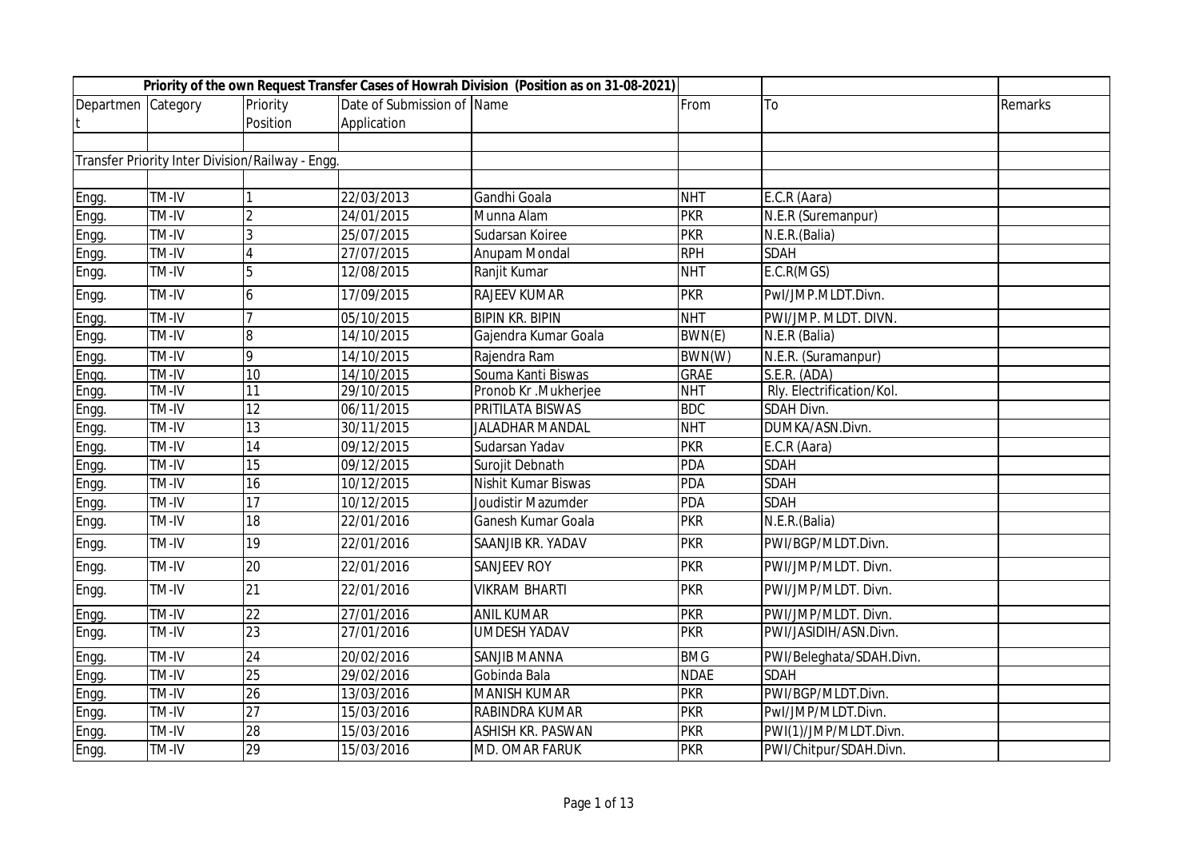| Priority of the own Request Transfer Cases of Howrah Division (Position as on 31-08-2021) | | | | | | | |
|---|---|---|---|---|---|---|---|
| Department | Category | Priority Position | Date of Submission of Application | Name | From | To | Remarks |
| | | | | | | | |
| Transfer Priority Inter Division/Railway - Engg. | | | | | | | |
| | | | | | | | |
| Engg. | TM-IV | 1 | 22/03/2013 | Gandhi Goala | NHT | E.C.R (Aara) | |
| Engg. | TM-IV | 2 | 24/01/2015 | Munna Alam | PKR | N.E.R (Suremanpur) | |
| Engg. | TM-IV | 3 | 25/07/2015 | Sudarsan Koiree | PKR | N.E.R.(Balia) | |
| Engg. | TM-IV | 4 | 27/07/2015 | Anupam Mondal | RPH | SDAH | |
| Engg. | TM-IV | 5 | 12/08/2015 | Ranjit Kumar | NHT | E.C.R(MGS) | |
| Engg. | TM-IV | 6 | 17/09/2015 | RAJEEV KUMAR | PKR | PwI/JMP.MLDT.Divn. | |
| Engg. | TM-IV | 7 | 05/10/2015 | BIPIN KR. BIPIN | NHT | PWI/JMP. MLDT. DIVN. | |
| Engg. | TM-IV | 8 | 14/10/2015 | Gajendra Kumar Goala | BWN(E) | N.E.R (Balia) | |
| Engg. | TM-IV | 9 | 14/10/2015 | Rajendra Ram | BWN(W) | N.E.R. (Suramanpur) | |
| Engg. | TM-IV | 10 | 14/10/2015 | Souma Kanti Biswas | GRAE | S.E.R. (ADA) | |
| Engg. | TM-IV | 11 | 29/10/2015 | Pronob Kr .Mukherjee | NHT | Rly. Electrification/Kol. | |
| Engg. | TM-IV | 12 | 06/11/2015 | PRITILATA BISWAS | BDC | SDAH Divn. | |
| Engg. | TM-IV | 13 | 30/11/2015 | JALADHAR MANDAL | NHT | DUMKA/ASN.Divn. | |
| Engg. | TM-IV | 14 | 09/12/2015 | Sudarsan Yadav | PKR | E.C.R (Aara) | |
| Engg. | TM-IV | 15 | 09/12/2015 | Surojit Debnath | PDA | SDAH | |
| Engg. | TM-IV | 16 | 10/12/2015 | Nishit Kumar Biswas | PDA | SDAH | |
| Engg. | TM-IV | 17 | 10/12/2015 | Joudistir Mazumder | PDA | SDAH | |
| Engg. | TM-IV | 18 | 22/01/2016 | Ganesh Kumar Goala | PKR | N.E.R.(Balia) | |
| Engg. | TM-IV | 19 | 22/01/2016 | SAANJIB KR. YADAV | PKR | PWI/BGP/MLDT.Divn. | |
| Engg. | TM-IV | 20 | 22/01/2016 | SANJEEV ROY | PKR | PWI/JMP/MLDT. Divn. | |
| Engg. | TM-IV | 21 | 22/01/2016 | VIKRAM BHARTI | PKR | PWI/JMP/MLDT. Divn. | |
| Engg. | TM-IV | 22 | 27/01/2016 | ANIL KUMAR | PKR | PWI/JMP/MLDT. Divn. | |
| Engg. | TM-IV | 23 | 27/01/2016 | UMDESH YADAV | PKR | PWI/JASIDIH/ASN.Divn. | |
| Engg. | TM-IV | 24 | 20/02/2016 | SANJIB MANNA | BMG | PWI/Beleghata/SDAH.Divn. | |
| Engg. | TM-IV | 25 | 29/02/2016 | Gobinda Bala | NDAE | SDAH | |
| Engg. | TM-IV | 26 | 13/03/2016 | MANISH KUMAR | PKR | PWI/BGP/MLDT.Divn. | |
| Engg. | TM-IV | 27 | 15/03/2016 | RABINDRA KUMAR | PKR | PwI/JMP/MLDT.Divn. | |
| Engg. | TM-IV | 28 | 15/03/2016 | ASHISH KR. PASWAN | PKR | PWI(1)/JMP/MLDT.Divn. | |
| Engg. | TM-IV | 29 | 15/03/2016 | MD. OMAR FARUK | PKR | PWI/Chitpur/SDAH.Divn. | |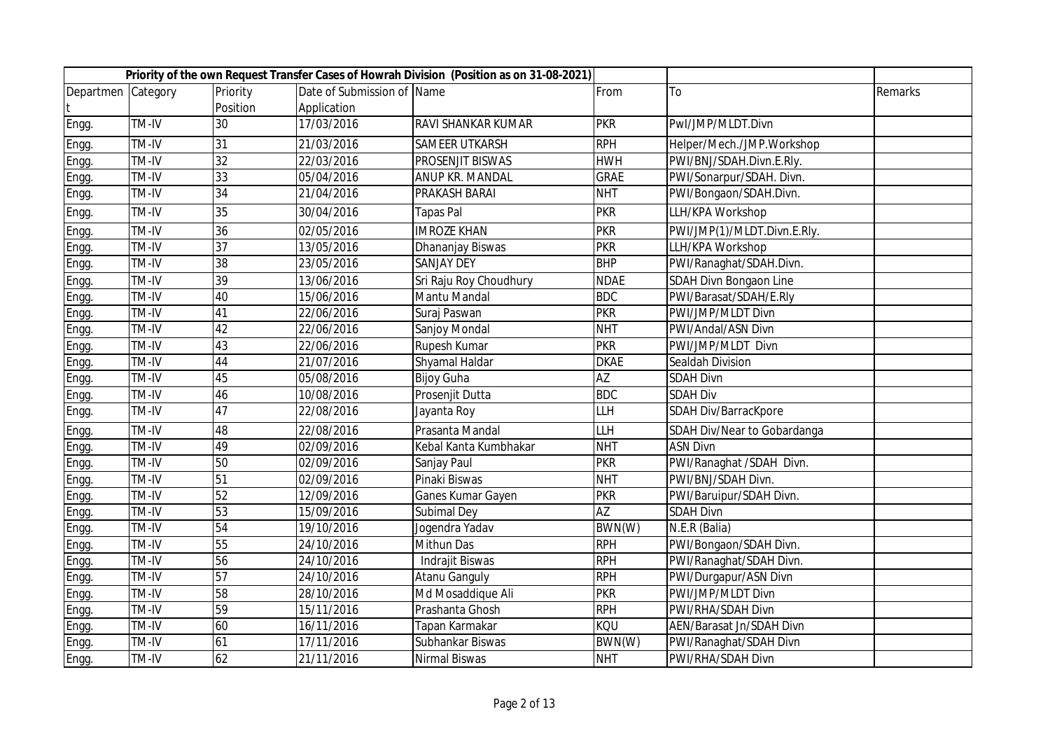| Priority of the own Request Transfer Cases of Howrah Division (Position as on 31-08-2021) | | | | | | | |
|---|---|---|---|---|---|---|---|
| Department | Category | Priority Position | Date of Submission of Application | Name | From | To | Remarks |
| Engg. | TM-IV | 30 | 17/03/2016 | RAVI SHANKAR KUMAR | PKR | PwI/JMP/MLDT.Divn | |
| Engg. | TM-IV | 31 | 21/03/2016 | SAMEER UTKARSH | RPH | Helper/Mech./JMP.Workshop | |
| Engg. | TM-IV | 32 | 22/03/2016 | PROSENJIT BISWAS | HWH | PWI/BNJ/SDAH.Divn.E.Rly. | |
| Engg. | TM-IV | 33 | 05/04/2016 | ANUP KR. MANDAL | GRAE | PWI/Sonarpur/SDAH. Divn. | |
| Engg. | TM-IV | 34 | 21/04/2016 | PRAKASH BARAI | NHT | PWI/Bongaon/SDAH.Divn. | |
| Engg. | TM-IV | 35 | 30/04/2016 | Tapas Pal | PKR | LLH/KPA Workshop | |
| Engg. | TM-IV | 36 | 02/05/2016 | IMROZE KHAN | PKR | PWI/JMP(1)/MLDT.Divn.E.Rly. | |
| Engg. | TM-IV | 37 | 13/05/2016 | Dhananjay Biswas | PKR | LLH/KPA Workshop | |
| Engg. | TM-IV | 38 | 23/05/2016 | SANJAY DEY | BHP | PWI/Ranaghat/SDAH.Divn. | |
| Engg. | TM-IV | 39 | 13/06/2016 | Sri Raju Roy Choudhury | NDAE | SDAH Divn Bongaon Line | |
| Engg. | TM-IV | 40 | 15/06/2016 | Mantu Mandal | BDC | PWI/Barasat/SDAH/E.Rly | |
| Engg. | TM-IV | 41 | 22/06/2016 | Suraj Paswan | PKR | PWI/JMP/MLDT Divn | |
| Engg. | TM-IV | 42 | 22/06/2016 | Sanjoy Mondal | NHT | PWI/Andal/ASN Divn | |
| Engg. | TM-IV | 43 | 22/06/2016 | Rupesh Kumar | PKR | PWI/JMP/MLDT Divn | |
| Engg. | TM-IV | 44 | 21/07/2016 | Shyamal Haldar | DKAE | Sealdah Division | |
| Engg. | TM-IV | 45 | 05/08/2016 | Bijoy Guha | AZ | SDAH Divn | |
| Engg. | TM-IV | 46 | 10/08/2016 | Prosenjit Dutta | BDC | SDAH Div | |
| Engg. | TM-IV | 47 | 22/08/2016 | Jayanta Roy | LLH | SDAH Div/BarracKpore | |
| Engg. | TM-IV | 48 | 22/08/2016 | Prasanta Mandal | LLH | SDAH Div/Near to Gobardanga | |
| Engg. | TM-IV | 49 | 02/09/2016 | Kebal Kanta Kumbhakar | NHT | ASN Divn | |
| Engg. | TM-IV | 50 | 02/09/2016 | Sanjay Paul | PKR | PWI/Ranaghat /SDAH Divn. | |
| Engg. | TM-IV | 51 | 02/09/2016 | Pinaki Biswas | NHT | PWI/BNJ/SDAH Divn. | |
| Engg. | TM-IV | 52 | 12/09/2016 | Ganes Kumar Gayen | PKR | PWI/Baruipur/SDAH Divn. | |
| Engg. | TM-IV | 53 | 15/09/2016 | Subimal Dey | AZ | SDAH Divn | |
| Engg. | TM-IV | 54 | 19/10/2016 | Jogendra Yadav | BWN(W) | N.E.R (Balia) | |
| Engg. | TM-IV | 55 | 24/10/2016 | Mithun Das | RPH | PWI/Bongaon/SDAH Divn. | |
| Engg. | TM-IV | 56 | 24/10/2016 | Indrajit Biswas | RPH | PWI/Ranaghat/SDAH Divn. | |
| Engg. | TM-IV | 57 | 24/10/2016 | Atanu Ganguly | RPH | PWI/Durgapur/ASN Divn | |
| Engg. | TM-IV | 58 | 28/10/2016 | Md Mosaddique Ali | PKR | PWI/JMP/MLDT Divn | |
| Engg. | TM-IV | 59 | 15/11/2016 | Prashanta Ghosh | RPH | PWI/RHA/SDAH Divn | |
| Engg. | TM-IV | 60 | 16/11/2016 | Tapan Karmakar | KQU | AEN/Barasat Jn/SDAH Divn | |
| Engg. | TM-IV | 61 | 17/11/2016 | Subhankar Biswas | BWN(W) | PWI/Ranaghat/SDAH Divn | |
| Engg. | TM-IV | 62 | 21/11/2016 | Nirmal Biswas | NHT | PWI/RHA/SDAH Divn | |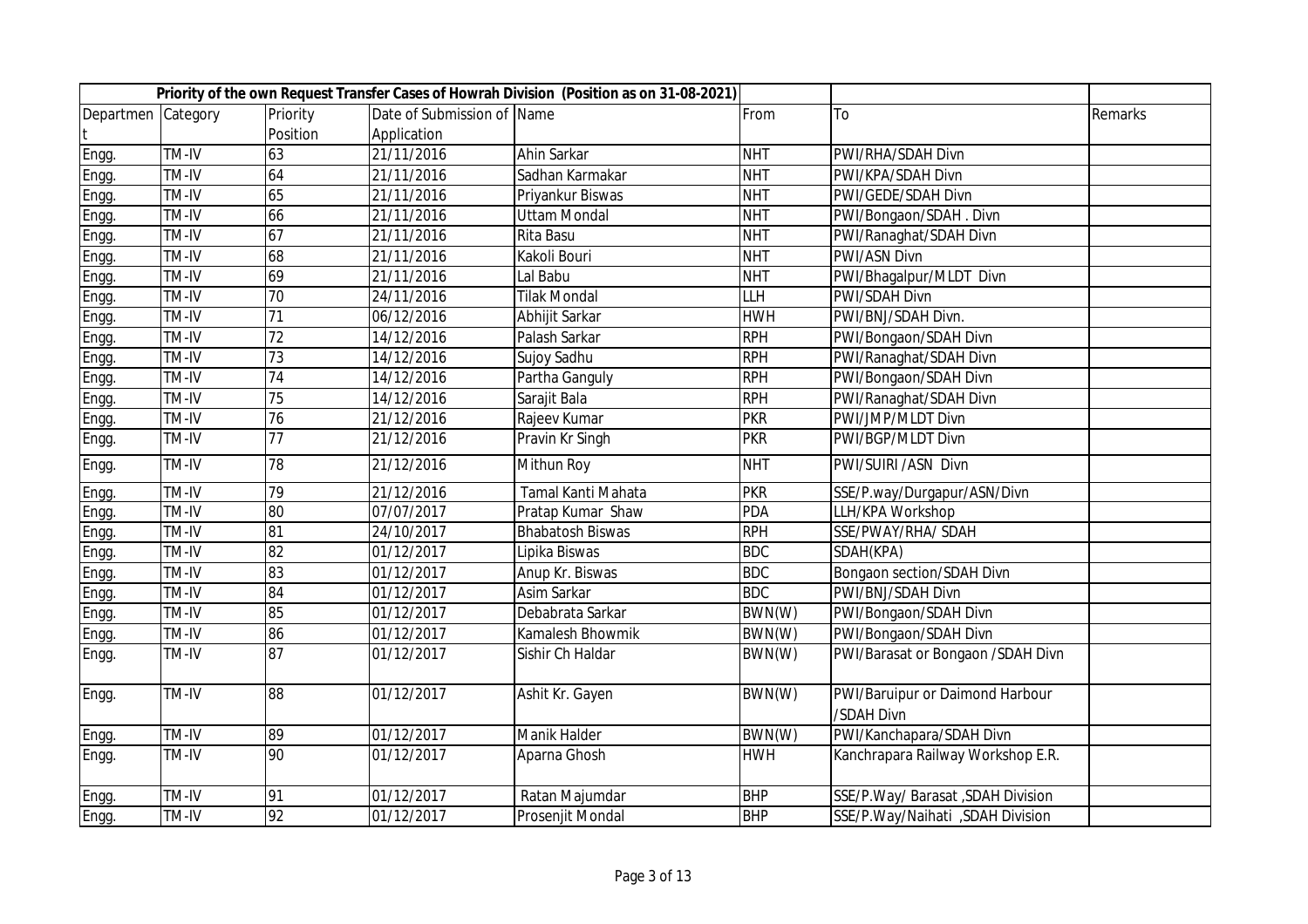| Priority of the own Request Transfer Cases of Howrah Division (Position as on 31-08-2021) | | | | | | | |
|---|---|---|---|---|---|---|---|
| Department | Category | Priority Position | Date of Submission of Application | Name | From | To | Remarks |
| Engg. | TM-IV | 63 | 21/11/2016 | Ahin Sarkar | NHT | PWI/RHA/SDAH Divn | |
| Engg. | TM-IV | 64 | 21/11/2016 | Sadhan Karmakar | NHT | PWI/KPA/SDAH Divn | |
| Engg. | TM-IV | 65 | 21/11/2016 | Priyankur Biswas | NHT | PWI/GEDE/SDAH Divn | |
| Engg. | TM-IV | 66 | 21/11/2016 | Uttam Mondal | NHT | PWI/Bongaon/SDAH . Divn | |
| Engg. | TM-IV | 67 | 21/11/2016 | Rita Basu | NHT | PWI/Ranaghat/SDAH Divn | |
| Engg. | TM-IV | 68 | 21/11/2016 | Kakoli Bouri | NHT | PWI/ASN Divn | |
| Engg. | TM-IV | 69 | 21/11/2016 | Lal Babu | NHT | PWI/Bhagalpur/MLDT Divn | |
| Engg. | TM-IV | 70 | 24/11/2016 | Tilak Mondal | LLH | PWI/SDAH Divn | |
| Engg. | TM-IV | 71 | 06/12/2016 | Abhijit Sarkar | HWH | PWI/BNJ/SDAH Divn. | |
| Engg. | TM-IV | 72 | 14/12/2016 | Palash Sarkar | RPH | PWI/Bongaon/SDAH Divn | |
| Engg. | TM-IV | 73 | 14/12/2016 | Sujoy Sadhu | RPH | PWI/Ranaghat/SDAH Divn | |
| Engg. | TM-IV | 74 | 14/12/2016 | Partha Ganguly | RPH | PWI/Bongaon/SDAH Divn | |
| Engg. | TM-IV | 75 | 14/12/2016 | Sarajit Bala | RPH | PWI/Ranaghat/SDAH Divn | |
| Engg. | TM-IV | 76 | 21/12/2016 | Rajeev Kumar | PKR | PWI/JMP/MLDT Divn | |
| Engg. | TM-IV | 77 | 21/12/2016 | Pravin Kr Singh | PKR | PWI/BGP/MLDT Divn | |
| Engg. | TM-IV | 78 | 21/12/2016 | Mithun Roy | NHT | PWI/SUIRI /ASN Divn | |
| Engg. | TM-IV | 79 | 21/12/2016 | Tamal Kanti Mahata | PKR | SSE/P.way/Durgapur/ASN/Divn | |
| Engg. | TM-IV | 80 | 07/07/2017 | Pratap Kumar Shaw | PDA | LLH/KPA Workshop | |
| Engg. | TM-IV | 81 | 24/10/2017 | Bhabatosh Biswas | RPH | SSE/PWAY/RHA/ SDAH | |
| Engg. | TM-IV | 82 | 01/12/2017 | Lipika Biswas | BDC | SDAH(KPA) | |
| Engg. | TM-IV | 83 | 01/12/2017 | Anup Kr. Biswas | BDC | Bongaon section/SDAH Divn | |
| Engg. | TM-IV | 84 | 01/12/2017 | Asim Sarkar | BDC | PWI/BNJ/SDAH Divn | |
| Engg. | TM-IV | 85 | 01/12/2017 | Debabrata Sarkar | BWN(W) | PWI/Bongaon/SDAH Divn | |
| Engg. | TM-IV | 86 | 01/12/2017 | Kamalesh Bhowmik | BWN(W) | PWI/Bongaon/SDAH Divn | |
| Engg. | TM-IV | 87 | 01/12/2017 | Sishir Ch Haldar | BWN(W) | PWI/Barasat or Bongaon /SDAH Divn | |
| Engg. | TM-IV | 88 | 01/12/2017 | Ashit Kr. Gayen | BWN(W) | PWI/Baruipur or Daimond Harbour /SDAH Divn | |
| Engg. | TM-IV | 89 | 01/12/2017 | Manik Halder | BWN(W) | PWI/Kanchapara/SDAH Divn | |
| Engg. | TM-IV | 90 | 01/12/2017 | Aparna Ghosh | HWH | Kanchrapara Railway Workshop E.R. | |
| Engg. | TM-IV | 91 | 01/12/2017 | Ratan Majumdar | BHP | SSE/P.Way/ Barasat ,SDAH Division | |
| Engg. | TM-IV | 92 | 01/12/2017 | Prosenjit Mondal | BHP | SSE/P.Way/Naihati ,SDAH Division | |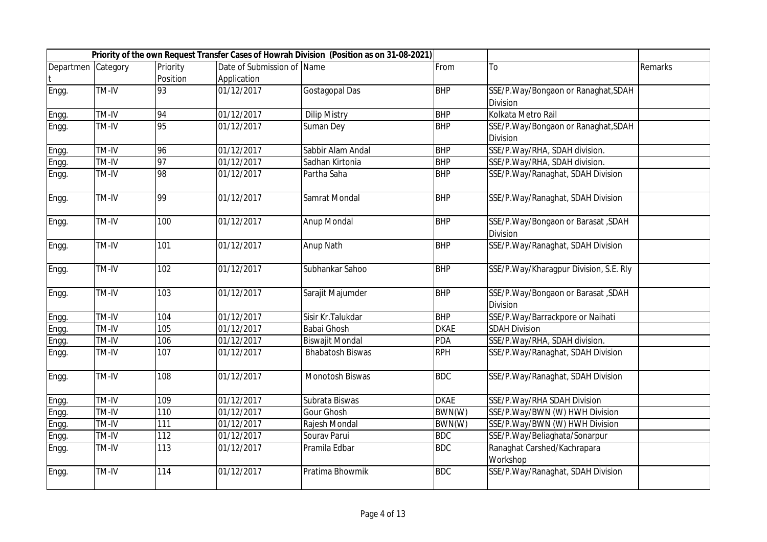| Priority of the own Request Transfer Cases of Howrah Division (Position as on 31-08-2021) | | | | | | | |
|---|---|---|---|---|---|---|---|
| Department | Category | Priority Position | Date of Submission of Application | Name | From | To | Remarks |
| Engg. | TM-IV | 93 | 01/12/2017 | Gostagopal Das | BHP | SSE/P.Way/Bongaon or Ranaghat,SDAH Division | |
| Engg. | TM-IV | 94 | 01/12/2017 | Dilip Mistry | BHP | Kolkata Metro Rail | |
| Engg. | TM-IV | 95 | 01/12/2017 | Suman Dey | BHP | SSE/P.Way/Bongaon or Ranaghat,SDAH Division | |
| Engg. | TM-IV | 96 | 01/12/2017 | Sabbir Alam Andal | BHP | SSE/P.Way/RHA, SDAH division. | |
| Engg. | TM-IV | 97 | 01/12/2017 | Sadhan Kirtonia | BHP | SSE/P.Way/RHA, SDAH division. | |
| Engg. | TM-IV | 98 | 01/12/2017 | Partha Saha | BHP | SSE/P.Way/Ranaghat, SDAH Division | |
| Engg. | TM-IV | 99 | 01/12/2017 | Samrat Mondal | BHP | SSE/P.Way/Ranaghat, SDAH Division | |
| Engg. | TM-IV | 100 | 01/12/2017 | Anup Mondal | BHP | SSE/P.Way/Bongaon or Barasat ,SDAH Division | |
| Engg. | TM-IV | 101 | 01/12/2017 | Anup Nath | BHP | SSE/P.Way/Ranaghat, SDAH Division | |
| Engg. | TM-IV | 102 | 01/12/2017 | Subhankar Sahoo | BHP | SSE/P.Way/Kharagpur Division, S.E. Rly | |
| Engg. | TM-IV | 103 | 01/12/2017 | Sarajit Majumder | BHP | SSE/P.Way/Bongaon or Barasat ,SDAH Division | |
| Engg. | TM-IV | 104 | 01/12/2017 | Sisir Kr.Talukdar | BHP | SSE/P.Way/Barrackpore or Naihati | |
| Engg. | TM-IV | 105 | 01/12/2017 | Babai Ghosh | DKAE | SDAH Division | |
| Engg. | TM-IV | 106 | 01/12/2017 | Biswajit Mondal | PDA | SSE/P.Way/RHA, SDAH division. | |
| Engg. | TM-IV | 107 | 01/12/2017 | Bhabatosh Biswas | RPH | SSE/P.Way/Ranaghat, SDAH Division | |
| Engg. | TM-IV | 108 | 01/12/2017 | Monotosh Biswas | BDC | SSE/P.Way/Ranaghat, SDAH Division | |
| Engg. | TM-IV | 109 | 01/12/2017 | Subrata Biswas | DKAE | SSE/P.Way/RHA SDAH Division | |
| Engg. | TM-IV | 110 | 01/12/2017 | Gour Ghosh | BWN(W) | SSE/P.Way/BWN (W) HWH Division | |
| Engg. | TM-IV | 111 | 01/12/2017 | Rajesh Mondal | BWN(W) | SSE/P.Way/BWN (W) HWH Division | |
| Engg. | TM-IV | 112 | 01/12/2017 | Sourav Parui | BDC | SSE/P.Way/Beliaghata/Sonarpur | |
| Engg. | TM-IV | 113 | 01/12/2017 | Pramila Edbar | BDC | Ranaghat Carshed/Kachrapara Workshop | |
| Engg. | TM-IV | 114 | 01/12/2017 | Pratima Bhowmik | BDC | SSE/P.Way/Ranaghat, SDAH Division | |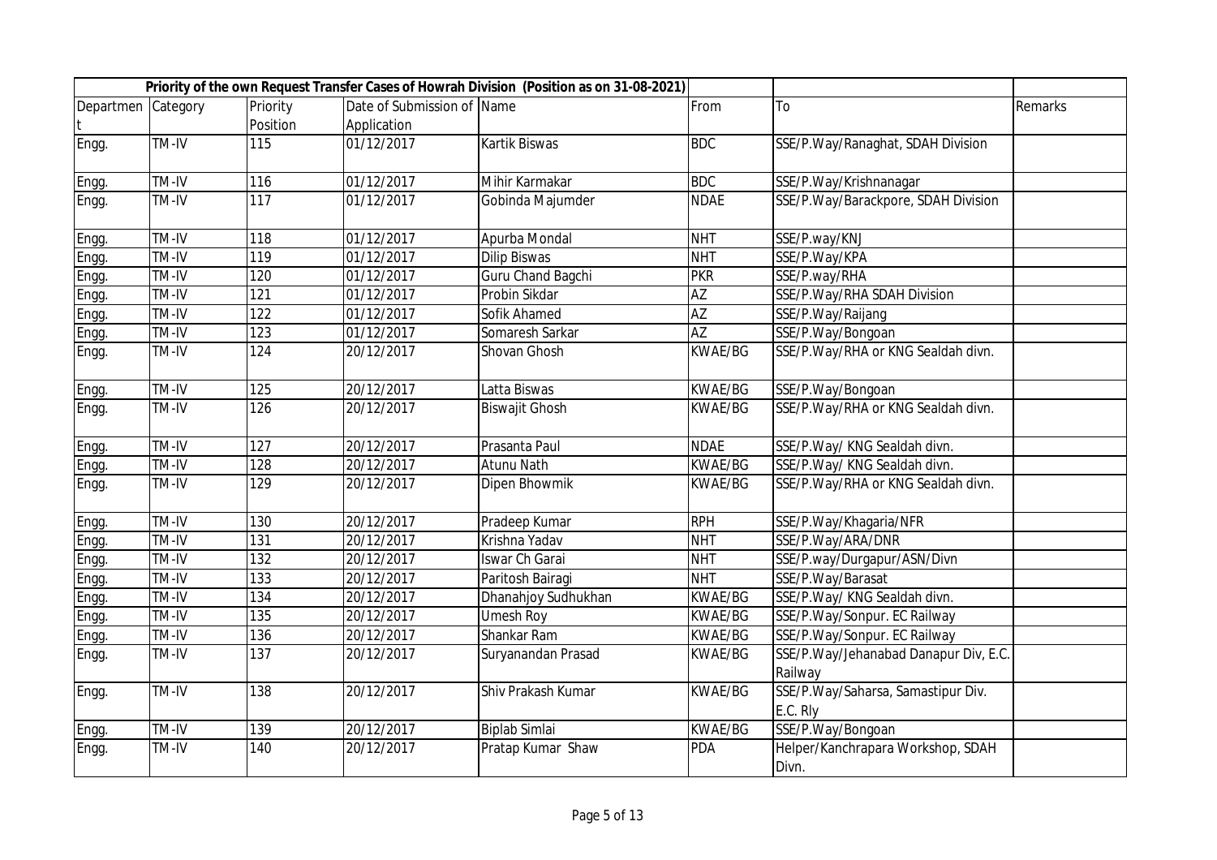| Priority of the own Request Transfer Cases of Howrah Division (Position as on 31-08-2021) | | | | | | | |
|---|---|---|---|---|---|---|---|
| Department | Category | Priority Position | Date of Submission of Application | Name | From | To | Remarks |
| Engg. | TM-IV | 115 | 01/12/2017 | Kartik Biswas | BDC | SSE/P.Way/Ranaghat, SDAH Division | |
| Engg. | TM-IV | 116 | 01/12/2017 | Mihir Karmakar | BDC | SSE/P.Way/Krishnanagar | |
| Engg. | TM-IV | 117 | 01/12/2017 | Gobinda Majumder | NDAE | SSE/P.Way/Barackpore, SDAH Division | |
| Engg. | TM-IV | 118 | 01/12/2017 | Apurba Mondal | NHT | SSE/P.way/KNJ | |
| Engg. | TM-IV | 119 | 01/12/2017 | Dilip Biswas | NHT | SSE/P.Way/KPA | |
| Engg. | TM-IV | 120 | 01/12/2017 | Guru Chand Bagchi | PKR | SSE/P.way/RHA | |
| Engg. | TM-IV | 121 | 01/12/2017 | Probin Sikdar | AZ | SSE/P.Way/RHA SDAH Division | |
| Engg. | TM-IV | 122 | 01/12/2017 | Sofik Ahamed | AZ | SSE/P.Way/Raijang | |
| Engg. | TM-IV | 123 | 01/12/2017 | Somaresh Sarkar | AZ | SSE/P.Way/Bongoan | |
| Engg. | TM-IV | 124 | 20/12/2017 | Shovan Ghosh | KWAE/BG | SSE/P.Way/RHA or KNG Sealdah divn. | |
| Engg. | TM-IV | 125 | 20/12/2017 | Latta Biswas | KWAE/BG | SSE/P.Way/Bongoan | |
| Engg. | TM-IV | 126 | 20/12/2017 | Biswajit Ghosh | KWAE/BG | SSE/P.Way/RHA or KNG Sealdah divn. | |
| Engg. | TM-IV | 127 | 20/12/2017 | Prasanta Paul | NDAE | SSE/P.Way/ KNG Sealdah divn. | |
| Engg. | TM-IV | 128 | 20/12/2017 | Atunu Nath | KWAE/BG | SSE/P.Way/ KNG Sealdah divn. | |
| Engg. | TM-IV | 129 | 20/12/2017 | Dipen Bhowmik | KWAE/BG | SSE/P.Way/RHA or KNG Sealdah divn. | |
| Engg. | TM-IV | 130 | 20/12/2017 | Pradeep Kumar | RPH | SSE/P.Way/Khagaria/NFR | |
| Engg. | TM-IV | 131 | 20/12/2017 | Krishna Yadav | NHT | SSE/P.Way/ARA/DNR | |
| Engg. | TM-IV | 132 | 20/12/2017 | Iswar Ch Garai | NHT | SSE/P.way/Durgapur/ASN/Divn | |
| Engg. | TM-IV | 133 | 20/12/2017 | Paritosh Bairagi | NHT | SSE/P.Way/Barasat | |
| Engg. | TM-IV | 134 | 20/12/2017 | Dhanahjoy Sudhukhan | KWAE/BG | SSE/P.Way/ KNG Sealdah divn. | |
| Engg. | TM-IV | 135 | 20/12/2017 | Umesh Roy | KWAE/BG | SSE/P.Way/Sonpur. EC Railway | |
| Engg. | TM-IV | 136 | 20/12/2017 | Shankar Ram | KWAE/BG | SSE/P.Way/Sonpur. EC Railway | |
| Engg. | TM-IV | 137 | 20/12/2017 | Suryanandan Prasad | KWAE/BG | SSE/P.Way/Jehanabad Danapur Div, E.C. Railway | |
| Engg. | TM-IV | 138 | 20/12/2017 | Shiv Prakash Kumar | KWAE/BG | SSE/P.Way/Saharsa, Samastipur Div. E.C. Rly | |
| Engg. | TM-IV | 139 | 20/12/2017 | Biplab Simlai | KWAE/BG | SSE/P.Way/Bongoan | |
| Engg. | TM-IV | 140 | 20/12/2017 | Pratap Kumar Shaw | PDA | Helper/Kanchrapara Workshop, SDAH Divn. | |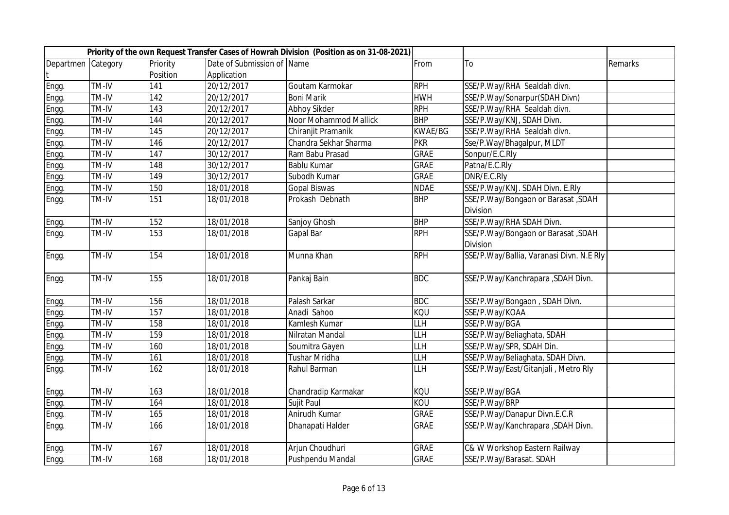| Priority of the own Request Transfer Cases of Howrah Division (Position as on 31-08-2021) | | | | | | | |
|---|---|---|---|---|---|---|---|
| Department | Category | Priority Position | Date of Submission of Application | Name | From | To | Remarks |
| Engg. | TM-IV | 141 | 20/12/2017 | Goutam Karmokar | RPH | SSE/P.Way/RHA Sealdah divn. | |
| Engg. | TM-IV | 142 | 20/12/2017 | Boni Marik | HWH | SSE/P.Way/Sonarpur(SDAH Divn) | |
| Engg. | TM-IV | 143 | 20/12/2017 | Abhoy Sikder | RPH | SSE/P.Way/RHA Sealdah divn. | |
| Engg. | TM-IV | 144 | 20/12/2017 | Noor Mohammod Mallick | BHP | SSE/P.Way/KNJ, SDAH Divn. | |
| Engg. | TM-IV | 145 | 20/12/2017 | Chiranjit Pramanik | KWAE/BG | SSE/P.Way/RHA Sealdah divn. | |
| Engg. | TM-IV | 146 | 20/12/2017 | Chandra Sekhar Sharma | PKR | Sse/P.Way/Bhagalpur, MLDT | |
| Engg. | TM-IV | 147 | 30/12/2017 | Ram Babu Prasad | GRAE | Sonpur/E.C.Rly | |
| Engg. | TM-IV | 148 | 30/12/2017 | Bablu Kumar | GRAE | Patna/E.C.Rly | |
| Engg. | TM-IV | 149 | 30/12/2017 | Subodh Kumar | GRAE | DNR/E.C.Rly | |
| Engg. | TM-IV | 150 | 18/01/2018 | Gopal Biswas | NDAE | SSE/P.Way/KNJ. SDAH Divn. E.Rly | |
| Engg. | TM-IV | 151 | 18/01/2018 | Prokash Debnath | BHP | SSE/P.Way/Bongaon or Barasat ,SDAH Division | |
| Engg. | TM-IV | 152 | 18/01/2018 | Sanjoy Ghosh | BHP | SSE/P.Way/RHA SDAH Divn. | |
| Engg. | TM-IV | 153 | 18/01/2018 | Gapal Bar | RPH | SSE/P.Way/Bongaon or Barasat ,SDAH Division | |
| Engg. | TM-IV | 154 | 18/01/2018 | Munna Khan | RPH | SSE/P.Way/Ballia, Varanasi Divn. N.E Rly | |
| Engg. | TM-IV | 155 | 18/01/2018 | Pankaj Bain | BDC | SSE/P.Way/Kanchrapara ,SDAH Divn. | |
| Engg. | TM-IV | 156 | 18/01/2018 | Palash Sarkar | BDC | SSE/P.Way/Bongaon , SDAH Divn. | |
| Engg. | TM-IV | 157 | 18/01/2018 | Anadi Sahoo | KQU | SSE/P.Way/KOAA | |
| Engg. | TM-IV | 158 | 18/01/2018 | Kamlesh Kumar | LLH | SSE/P.Way/BGA | |
| Engg. | TM-IV | 159 | 18/01/2018 | Nilratan Mandal | LLH | SSE/P.Way/Beliaghata, SDAH | |
| Engg. | TM-IV | 160 | 18/01/2018 | Soumitra Gayen | LLH | SSE/P.Way/SPR, SDAH Din. | |
| Engg. | TM-IV | 161 | 18/01/2018 | Tushar Mridha | LLH | SSE/P.Way/Beliaghata, SDAH Divn. | |
| Engg. | TM-IV | 162 | 18/01/2018 | Rahul Barman | LLH | SSE/P.Way/East/Gitanjali , Metro Rly | |
| Engg. | TM-IV | 163 | 18/01/2018 | Chandradip Karmakar | KQU | SSE/P.Way/BGA | |
| Engg. | TM-IV | 164 | 18/01/2018 | Sujit Paul | KOU | SSE/P.Way/BRP | |
| Engg. | TM-IV | 165 | 18/01/2018 | Anirudh Kumar | GRAE | SSE/P.Way/Danapur Divn.E.C.R | |
| Engg. | TM-IV | 166 | 18/01/2018 | Dhanapati Halder | GRAE | SSE/P.Way/Kanchrapara ,SDAH Divn. | |
| Engg. | TM-IV | 167 | 18/01/2018 | Arjun Choudhuri | GRAE | C& W Workshop Eastern Railway | |
| Engg. | TM-IV | 168 | 18/01/2018 | Pushpendu Mandal | GRAE | SSE/P.Way/Barasat. SDAH | |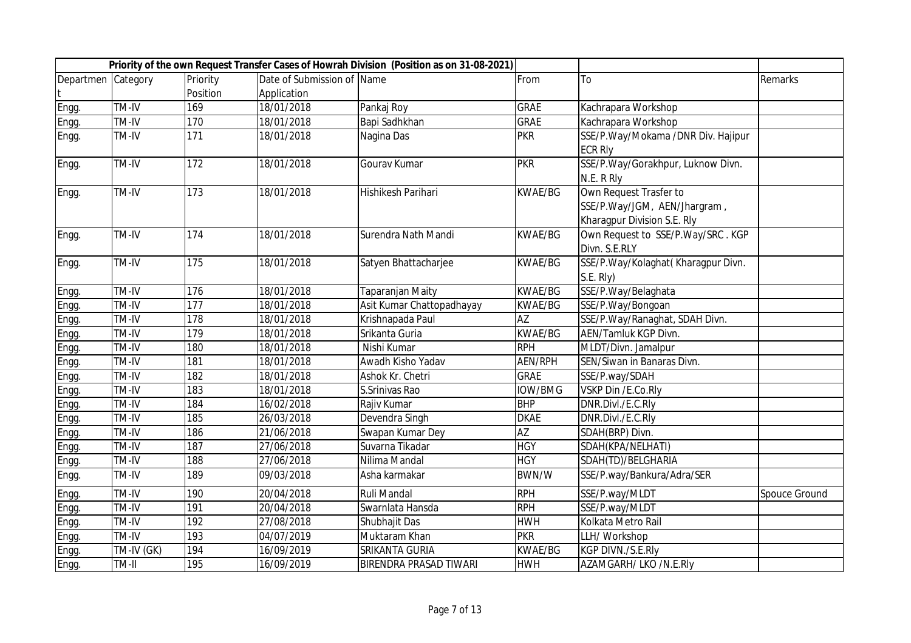| Priority of the own Request Transfer Cases of Howrah Division (Position as on 31-08-2021) | | | | | | | |
|---|---|---|---|---|---|---|---|
| Department | Category | Priority Position | Date of Submission of Application | Name | From | To | Remarks |
| Engg. | TM-IV | 169 | 18/01/2018 | Pankaj Roy | GRAE | Kachrapara Workshop | |
| Engg. | TM-IV | 170 | 18/01/2018 | Bapi Sadhkhan | GRAE | Kachrapara Workshop | |
| Engg. | TM-IV | 171 | 18/01/2018 | Nagina Das | PKR | SSE/P.Way/Mokama /DNR Div. Hajipur ECR Rly | |
| Engg. | TM-IV | 172 | 18/01/2018 | Gourav Kumar | PKR | SSE/P.Way/Gorakhpur, Luknow Divn. N.E. R Rly | |
| Engg. | TM-IV | 173 | 18/01/2018 | Hishikesh Parihari | KWAE/BG | Own Request Trasfer to SSE/P.Way/JGM, AEN/Jhargram , Kharagpur Division S.E. Rly | |
| Engg. | TM-IV | 174 | 18/01/2018 | Surendra Nath Mandi | KWAE/BG | Own Request to SSE/P.Way/SRC . KGP Divn. S.E.RLY | |
| Engg. | TM-IV | 175 | 18/01/2018 | Satyen Bhattacharjee | KWAE/BG | SSE/P.Way/Kolaghat( Kharagpur Divn. S.E. Rly) | |
| Engg. | TM-IV | 176 | 18/01/2018 | Taparanjan Maity | KWAE/BG | SSE/P.Way/Belaghata | |
| Engg. | TM-IV | 177 | 18/01/2018 | Asit Kumar Chattopadhayay | KWAE/BG | SSE/P.Way/Bongoan | |
| Engg. | TM-IV | 178 | 18/01/2018 | Krishnapada Paul | AZ | SSE/P.Way/Ranaghat, SDAH Divn. | |
| Engg. | TM-IV | 179 | 18/01/2018 | Srikanta Guria | KWAE/BG | AEN/Tamluk KGP Divn. | |
| Engg. | TM-IV | 180 | 18/01/2018 | Nishi Kumar | RPH | MLDT/Divn. Jamalpur | |
| Engg. | TM-IV | 181 | 18/01/2018 | Awadh Kisho Yadav | AEN/RPH | SEN/Siwan in Banaras Divn. | |
| Engg. | TM-IV | 182 | 18/01/2018 | Ashok Kr. Chetri | GRAE | SSE/P.way/SDAH | |
| Engg. | TM-IV | 183 | 18/01/2018 | S.Srinivas Rao | IOW/BMG | VSKP Din /E.Co.Rly | |
| Engg. | TM-IV | 184 | 16/02/2018 | Rajiv Kumar | BHP | DNR.Divl./E.C.Rly | |
| Engg. | TM-IV | 185 | 26/03/2018 | Devendra Singh | DKAE | DNR.Divl./E.C.Rly | |
| Engg. | TM-IV | 186 | 21/06/2018 | Swapan Kumar Dey | AZ | SDAH(BRP) Divn. | |
| Engg. | TM-IV | 187 | 27/06/2018 | Suvarna Tikadar | HGY | SDAH(KPA/NELHATI) | |
| Engg. | TM-IV | 188 | 27/06/2018 | Nilima Mandal | HGY | SDAH(TD)/BELGHARIA | |
| Engg. | TM-IV | 189 | 09/03/2018 | Asha karmakar | BWN/W | SSE/P.way/Bankura/Adra/SER | |
| Engg. | TM-IV | 190 | 20/04/2018 | Ruli Mandal | RPH | SSE/P.way/MLDT | Spouce Ground |
| Engg. | TM-IV | 191 | 20/04/2018 | Swarnlata Hansda | RPH | SSE/P.way/MLDT | |
| Engg. | TM-IV | 192 | 27/08/2018 | Shubhajit Das | HWH | Kolkata Metro Rail | |
| Engg. | TM-IV | 193 | 04/07/2019 | Muktaram Khan | PKR | LLH/ Workshop | |
| Engg. | TM-IV (GK) | 194 | 16/09/2019 | SRIKANTA GURIA | KWAE/BG | KGP DIVN./S.E.Rly | |
| Engg. | TM-II | 195 | 16/09/2019 | BIRENDRA PRASAD TIWARI | HWH | AZAMGARH/ LKO /N.E.Rly | |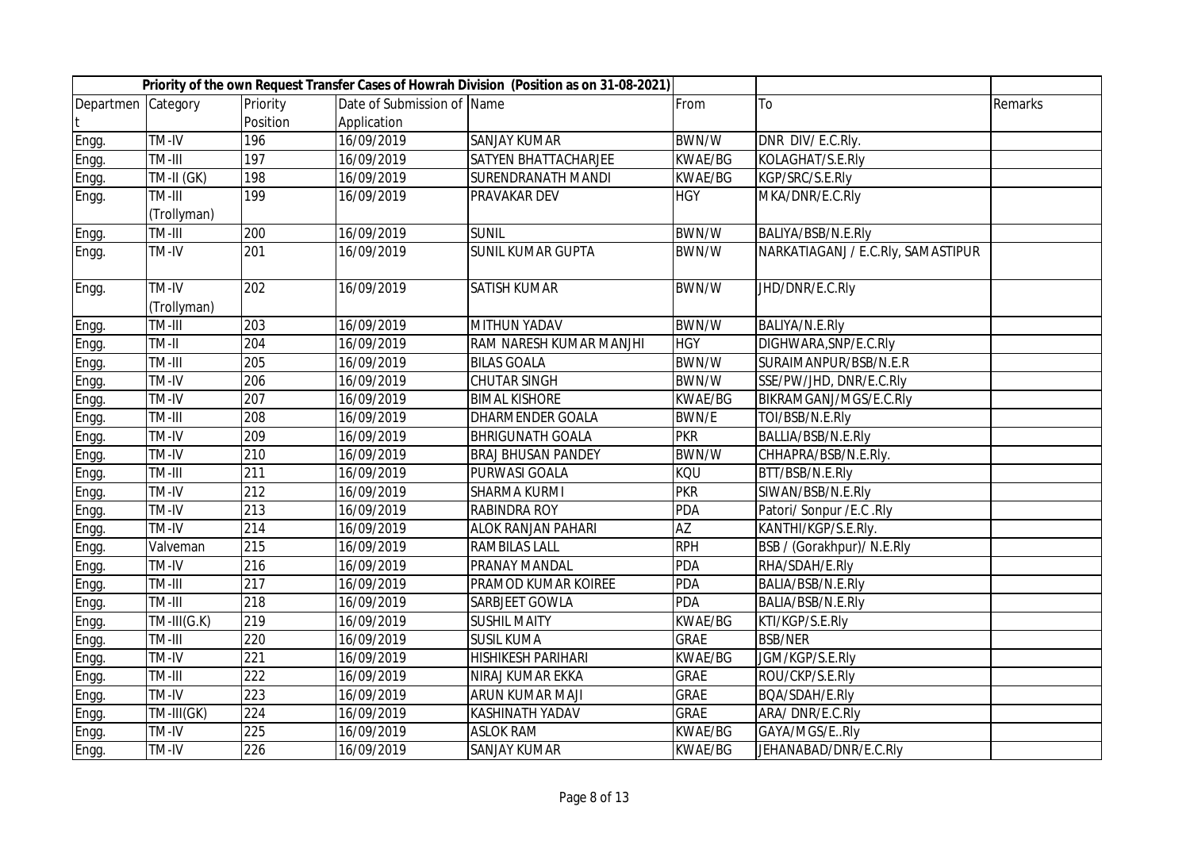| Priority of the own Request Transfer Cases of Howrah Division (Position as on 31-08-2021) | | | | | | | |
|---|---|---|---|---|---|---|---|
| Department | Category | Priority Position | Date of Submission of Application | Name | From | To | Remarks |
| Engg. | TM-IV | 196 | 16/09/2019 | SANJAY KUMAR | BWN/W | DNR DIV/ E.C.Rly. | |
| Engg. | TM-III | 197 | 16/09/2019 | SATYEN BHATTACHARJEE | KWAE/BG | KOLAGHAT/S.E.Rly | |
| Engg. | TM-II (GK) | 198 | 16/09/2019 | SURENDRANATH MANDI | KWAE/BG | KGP/SRC/S.E.Rly | |
| Engg. | TM-III (Trollyman) | 199 | 16/09/2019 | PRAVAKAR DEV | HGY | MKA/DNR/E.C.Rly | |
| Engg. | TM-III | 200 | 16/09/2019 | SUNIL | BWN/W | BALIYA/BSB/N.E.Rly | |
| Engg. | TM-IV | 201 | 16/09/2019 | SUNIL KUMAR GUPTA | BWN/W | NARKATIAGANJ / E.C.Rly, SAMASTIPUR | |
| Engg. | TM-IV (Trollyman) | 202 | 16/09/2019 | SATISH KUMAR | BWN/W | JHD/DNR/E.C.Rly | |
| Engg. | TM-III | 203 | 16/09/2019 | MITHUN YADAV | BWN/W | BALIYA/N.E.Rly | |
| Engg. | TM-II | 204 | 16/09/2019 | RAM NARESH KUMAR MANJHI | HGY | DIGHWARA,SNP/E.C.Rly | |
| Engg. | TM-III | 205 | 16/09/2019 | BILAS GOALA | BWN/W | SURAIMANPUR/BSB/N.E.R | |
| Engg. | TM-IV | 206 | 16/09/2019 | CHUTAR SINGH | BWN/W | SSE/PW/JHD, DNR/E.C.Rly | |
| Engg. | TM-IV | 207 | 16/09/2019 | BIMAL KISHORE | KWAE/BG | BIKRAMGANJ/MGS/E.C.Rly | |
| Engg. | TM-III | 208 | 16/09/2019 | DHARMENDER GOALA | BWN/E | TOI/BSB/N.E.Rly | |
| Engg. | TM-IV | 209 | 16/09/2019 | BHRIGUNATH GOALA | PKR | BALLIA/BSB/N.E.Rly | |
| Engg. | TM-IV | 210 | 16/09/2019 | BRAJ BHUSAN PANDEY | BWN/W | CHHAPRA/BSB/N.E.Rly. | |
| Engg. | TM-III | 211 | 16/09/2019 | PURWASI GOALA | KQU | BTT/BSB/N.E.Rly | |
| Engg. | TM-IV | 212 | 16/09/2019 | SHARMA KURMI | PKR | SIWAN/BSB/N.E.Rly | |
| Engg. | TM-IV | 213 | 16/09/2019 | RABINDRA ROY | PDA | Patori/ Sonpur /E.C .Rly | |
| Engg. | TM-IV | 214 | 16/09/2019 | ALOK RANJAN PAHARI | AZ | KANTHI/KGP/S.E.Rly. | |
| Engg. | Valveman | 215 | 16/09/2019 | RAMBILAS LALL | RPH | BSB / (Gorakhpur)/ N.E.Rly | |
| Engg. | TM-IV | 216 | 16/09/2019 | PRANAY MANDAL | PDA | RHA/SDAH/E.Rly | |
| Engg. | TM-III | 217 | 16/09/2019 | PRAMOD KUMAR KOIREE | PDA | BALIA/BSB/N.E.Rly | |
| Engg. | TM-III | 218 | 16/09/2019 | SARBJEET GOWLA | PDA | BALIA/BSB/N.E.Rly | |
| Engg. | TM-III(G.K) | 219 | 16/09/2019 | SUSHIL MAITY | KWAE/BG | KTI/KGP/S.E.Rly | |
| Engg. | TM-III | 220 | 16/09/2019 | SUSIL KUMA | GRAE | BSB/NER | |
| Engg. | TM-IV | 221 | 16/09/2019 | HISHIKESH PARIHARI | KWAE/BG | JGM/KGP/S.E.Rly | |
| Engg. | TM-III | 222 | 16/09/2019 | NIRAJ KUMAR EKKA | GRAE | ROU/CKP/S.E.Rly | |
| Engg. | TM-IV | 223 | 16/09/2019 | ARUN KUMAR MAJI | GRAE | BQA/SDAH/E.Rly | |
| Engg. | TM-III(GK) | 224 | 16/09/2019 | KASHINATH YADAV | GRAE | ARA/ DNR/E.C.Rly | |
| Engg. | TM-IV | 225 | 16/09/2019 | ASLOK RAM | KWAE/BG | GAYA/MGS/E..Rly | |
| Engg. | TM-IV | 226 | 16/09/2019 | SANJAY KUMAR | KWAE/BG | JEHANABAD/DNR/E.C.Rly | |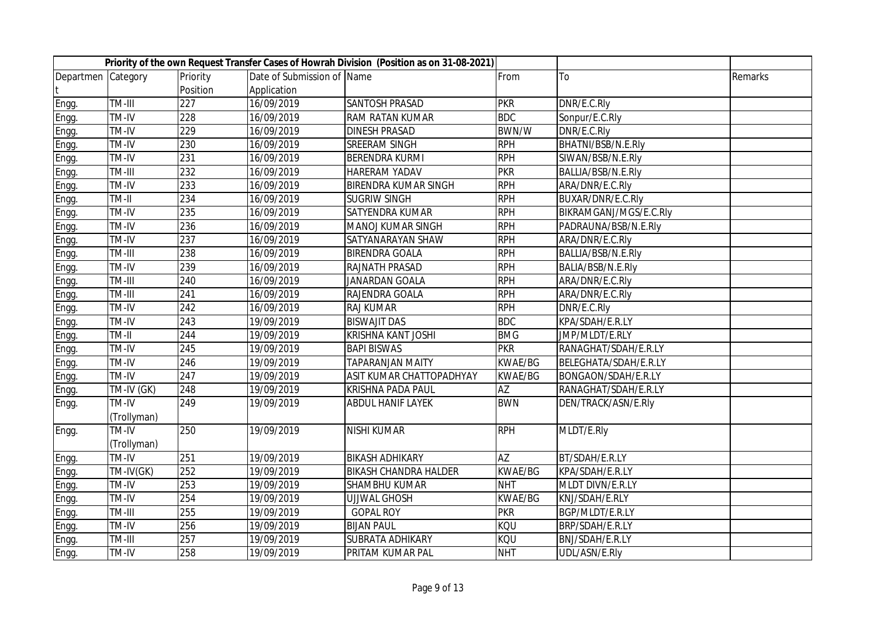| Priority of the own Request Transfer Cases of Howrah Division (Position as on 31-08-2021) | | | | | | | |
|---|---|---|---|---|---|---|---|
| Department | Category | Priority Position | Date of Submission of Application | Name | From | To | Remarks |
| Engg. | TM-III | 227 | 16/09/2019 | SANTOSH PRASAD | PKR | DNR/E.C.Rly | |
| Engg. | TM-IV | 228 | 16/09/2019 | RAM RATAN KUMAR | BDC | Sonpur/E.C.Rly | |
| Engg. | TM-IV | 229 | 16/09/2019 | DINESH PRASAD | BWN/W | DNR/E.C.Rly | |
| Engg. | TM-IV | 230 | 16/09/2019 | SREERAM SINGH | RPH | BHATNI/BSB/N.E.Rly | |
| Engg. | TM-IV | 231 | 16/09/2019 | BERENDRA KURMI | RPH | SIWAN/BSB/N.E.Rly | |
| Engg. | TM-III | 232 | 16/09/2019 | HARERAM YADAV | PKR | BALLIA/BSB/N.E.Rly | |
| Engg. | TM-IV | 233 | 16/09/2019 | BIRENDRA KUMAR SINGH | RPH | ARA/DNR/E.C.Rly | |
| Engg. | TM-II | 234 | 16/09/2019 | SUGRIW SINGH | RPH | BUXAR/DNR/E.C.Rly | |
| Engg. | TM-IV | 235 | 16/09/2019 | SATYENDRA KUMAR | RPH | BIKRAMGANJ/MGS/E.C.Rly | |
| Engg. | TM-IV | 236 | 16/09/2019 | MANOJ KUMAR SINGH | RPH | PADRAUNA/BSB/N.E.Rly | |
| Engg. | TM-IV | 237 | 16/09/2019 | SATYANARAYAN SHAW | RPH | ARA/DNR/E.C.Rly | |
| Engg. | TM-III | 238 | 16/09/2019 | BIRENDRA GOALA | RPH | BALLIA/BSB/N.E.Rly | |
| Engg. | TM-IV | 239 | 16/09/2019 | RAJNATH PRASAD | RPH | BALIA/BSB/N.E.Rly | |
| Engg. | TM-III | 240 | 16/09/2019 | JANARDAN GOALA | RPH | ARA/DNR/E.C.Rly | |
| Engg. | TM-III | 241 | 16/09/2019 | RAJENDRA GOALA | RPH | ARA/DNR/E.C.Rly | |
| Engg. | TM-IV | 242 | 16/09/2019 | RAJ KUMAR | RPH | DNR/E.C.Rly | |
| Engg. | TM-IV | 243 | 19/09/2019 | BISWAJIT DAS | BDC | KPA/SDAH/E.R.LY | |
| Engg. | TM-II | 244 | 19/09/2019 | KRISHNA KANT JOSHI | BMG | JMP/MLDT/E.RLY | |
| Engg. | TM-IV | 245 | 19/09/2019 | BAPI BISWAS | PKR | RANAGHAT/SDAH/E.R.LY | |
| Engg. | TM-IV | 246 | 19/09/2019 | TAPARANJAN MAITY | KWAE/BG | BELEGHATA/SDAH/E.R.LY | |
| Engg. | TM-IV | 247 | 19/09/2019 | ASIT KUMAR CHATTOPADHYAY | KWAE/BG | BONGAON/SDAH/E.R.LY | |
| Engg. | TM-IV (GK) | 248 | 19/09/2019 | KRISHNA PADA PAUL | AZ | RANAGHAT/SDAH/E.R.LY | |
| Engg. | TM-IV (Trollyman) | 249 | 19/09/2019 | ABDUL HANIF LAYEK | BWN | DEN/TRACK/ASN/E.Rly | |
| Engg. | TM-IV (Trollyman) | 250 | 19/09/2019 | NISHI KUMAR | RPH | MLDT/E.Rly | |
| Engg. | TM-IV | 251 | 19/09/2019 | BIKASH ADHIKARY | AZ | BT/SDAH/E.R.LY | |
| Engg. | TM-IV(GK) | 252 | 19/09/2019 | BIKASH CHANDRA HALDER | KWAE/BG | KPA/SDAH/E.R.LY | |
| Engg. | TM-IV | 253 | 19/09/2019 | SHAMBHU KUMAR | NHT | MLDT DIVN/E.R.LY | |
| Engg. | TM-IV | 254 | 19/09/2019 | UJJWAL GHOSH | KWAE/BG | KNJ/SDAH/E.RLY | |
| Engg. | TM-III | 255 | 19/09/2019 | GOPAL ROY | PKR | BGP/MLDT/E.R.LY | |
| Engg. | TM-IV | 256 | 19/09/2019 | BIJAN PAUL | KQU | BRP/SDAH/E.R.LY | |
| Engg. | TM-III | 257 | 19/09/2019 | SUBRATA ADHIKARY | KQU | BNJ/SDAH/E.R.LY | |
| Engg. | TM-IV | 258 | 19/09/2019 | PRITAM KUMAR PAL | NHT | UDL/ASN/E.Rly | |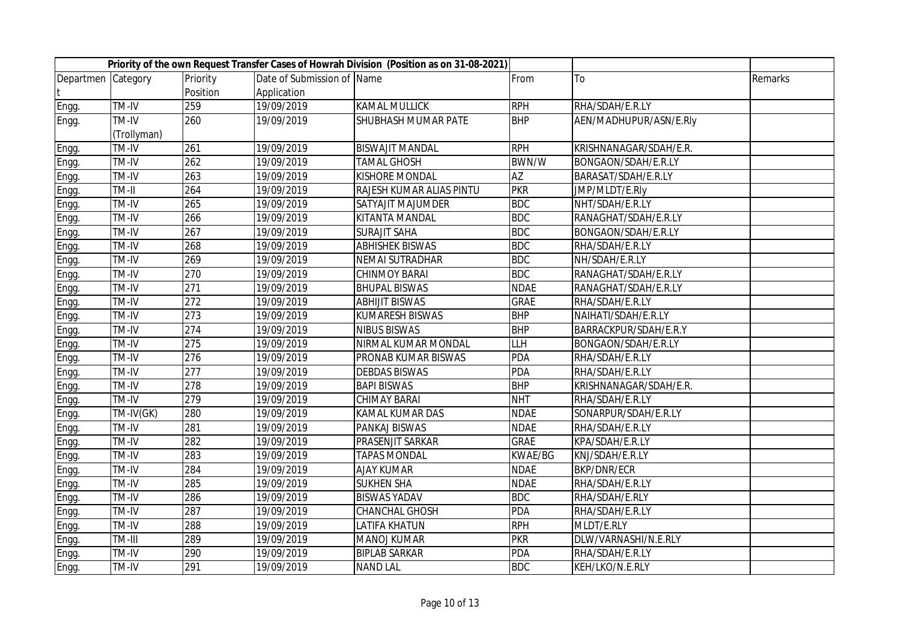| Priority of the own Request Transfer Cases of Howrah Division (Position as on 31-08-2021) | | | | | | | |
|---|---|---|---|---|---|---|---|
| Department | Category | Priority Position | Date of Submission of Application | Name | From | To | Remarks |
| Engg. | TM-IV | 259 | 19/09/2019 | KAMAL MULLICK | RPH | RHA/SDAH/E.R.LY | |
| Engg. | TM-IV (Trollyman) | 260 | 19/09/2019 | SHUBHASH MUMAR PATE | BHP | AEN/MADHUPUR/ASN/E.Rly | |
| Engg. | TM-IV | 261 | 19/09/2019 | BISWAJIT MANDAL | RPH | KRISHNANAGAR/SDAH/E.R. | |
| Engg. | TM-IV | 262 | 19/09/2019 | TAMAL GHOSH | BWN/W | BONGAON/SDAH/E.R.LY | |
| Engg. | TM-IV | 263 | 19/09/2019 | KISHORE MONDAL | AZ | BARASAT/SDAH/E.R.LY | |
| Engg. | TM-II | 264 | 19/09/2019 | RAJESH KUMAR ALIAS PINTU | PKR | JMP/MLDT/E.Rly | |
| Engg. | TM-IV | 265 | 19/09/2019 | SATYAJIT MAJUMDER | BDC | NHT/SDAH/E.R.LY | |
| Engg. | TM-IV | 266 | 19/09/2019 | KITANTA MANDAL | BDC | RANAGHAT/SDAH/E.R.LY | |
| Engg. | TM-IV | 267 | 19/09/2019 | SURAJIT SAHA | BDC | BONGAON/SDAH/E.R.LY | |
| Engg. | TM-IV | 268 | 19/09/2019 | ABHISHEK BISWAS | BDC | RHA/SDAH/E.R.LY | |
| Engg. | TM-IV | 269 | 19/09/2019 | NEMAI SUTRADHAR | BDC | NH/SDAH/E.R.LY | |
| Engg. | TM-IV | 270 | 19/09/2019 | CHINMOY BARAI | BDC | RANAGHAT/SDAH/E.R.LY | |
| Engg. | TM-IV | 271 | 19/09/2019 | BHUPAL BISWAS | NDAE | RANAGHAT/SDAH/E.R.LY | |
| Engg. | TM-IV | 272 | 19/09/2019 | ABHIJIT BISWAS | GRAE | RHA/SDAH/E.R.LY | |
| Engg. | TM-IV | 273 | 19/09/2019 | KUMARESH BISWAS | BHP | NAIHATI/SDAH/E.R.LY | |
| Engg. | TM-IV | 274 | 19/09/2019 | NIBUS BISWAS | BHP | BARRACKPUR/SDAH/E.R.Y | |
| Engg. | TM-IV | 275 | 19/09/2019 | NIRMAL KUMAR MONDAL | LLH | BONGAON/SDAH/E.R.LY | |
| Engg. | TM-IV | 276 | 19/09/2019 | PRONAB KUMAR BISWAS | PDA | RHA/SDAH/E.R.LY | |
| Engg. | TM-IV | 277 | 19/09/2019 | DEBDAS BISWAS | PDA | RHA/SDAH/E.R.LY | |
| Engg. | TM-IV | 278 | 19/09/2019 | BAPI BISWAS | BHP | KRISHNANAGAR/SDAH/E.R. | |
| Engg. | TM-IV | 279 | 19/09/2019 | CHIMAY BARAI | NHT | RHA/SDAH/E.R.LY | |
| Engg. | TM-IV(GK) | 280 | 19/09/2019 | KAMAL KUMAR DAS | NDAE | SONARPUR/SDAH/E.R.LY | |
| Engg. | TM-IV | 281 | 19/09/2019 | PANKAJ BISWAS | NDAE | RHA/SDAH/E.R.LY | |
| Engg. | TM-IV | 282 | 19/09/2019 | PRASENJIT SARKAR | GRAE | KPA/SDAH/E.R.LY | |
| Engg. | TM-IV | 283 | 19/09/2019 | TAPAS MONDAL | KWAE/BG | KNJ/SDAH/E.R.LY | |
| Engg. | TM-IV | 284 | 19/09/2019 | AJAY KUMAR | NDAE | BKP/DNR/ECR | |
| Engg. | TM-IV | 285 | 19/09/2019 | SUKHEN SHA | NDAE | RHA/SDAH/E.R.LY | |
| Engg. | TM-IV | 286 | 19/09/2019 | BISWAS YADAV | BDC | RHA/SDAH/E.RLY | |
| Engg. | TM-IV | 287 | 19/09/2019 | CHANCHAL GHOSH | PDA | RHA/SDAH/E.R.LY | |
| Engg. | TM-IV | 288 | 19/09/2019 | LATIFA KHATUN | RPH | MLDT/E.RLY | |
| Engg. | TM-III | 289 | 19/09/2019 | MANOJ KUMAR | PKR | DLW/VARNASHI/N.E.RLY | |
| Engg. | TM-IV | 290 | 19/09/2019 | BIPLAB SARKAR | PDA | RHA/SDAH/E.R.LY | |
| Engg. | TM-IV | 291 | 19/09/2019 | NAND LAL | BDC | KEH/LKO/N.E.RLY | |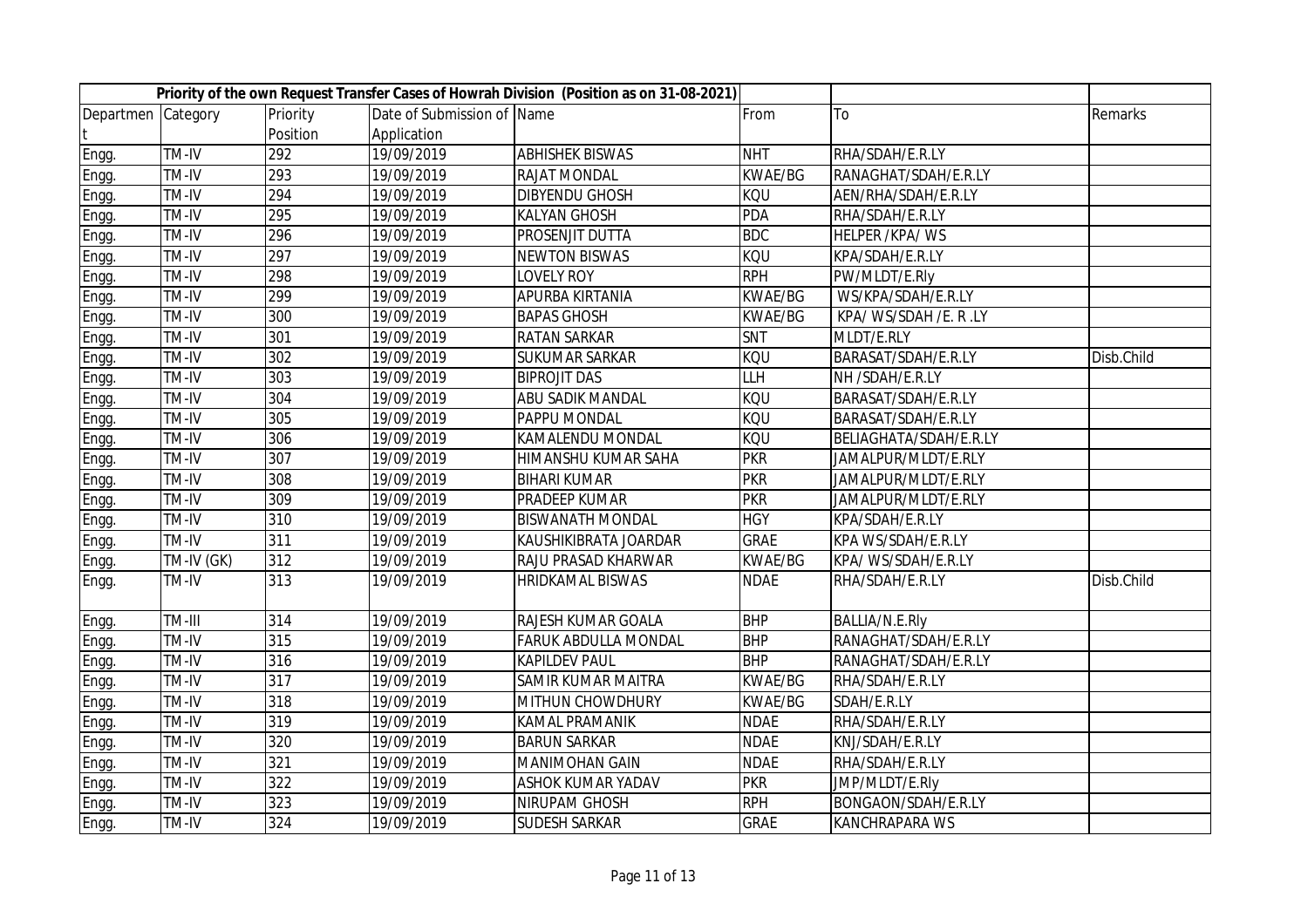| Priority of the own Request Transfer Cases of Howrah Division (Position as on 31-08-2021) | | | | | | | |
|---|---|---|---|---|---|---|---|
| Department | Category | Priority Position | Date of Submission of Application | Name | From | To | Remarks |
| Engg. | TM-IV | 292 | 19/09/2019 | ABHISHEK BISWAS | NHT | RHA/SDAH/E.R.LY | |
| Engg. | TM-IV | 293 | 19/09/2019 | RAJAT MONDAL | KWAE/BG | RANAGHAT/SDAH/E.R.LY | |
| Engg. | TM-IV | 294 | 19/09/2019 | DIBYENDU GHOSH | KQU | AEN/RHA/SDAH/E.R.LY | |
| Engg. | TM-IV | 295 | 19/09/2019 | KALYAN GHOSH | PDA | RHA/SDAH/E.R.LY | |
| Engg. | TM-IV | 296 | 19/09/2019 | PROSENJIT DUTTA | BDC | HELPER /KPA/ WS | |
| Engg. | TM-IV | 297 | 19/09/2019 | NEWTON BISWAS | KQU | KPA/SDAH/E.R.LY | |
| Engg. | TM-IV | 298 | 19/09/2019 | LOVELY ROY | RPH | PW/MLDT/E.Rly | |
| Engg. | TM-IV | 299 | 19/09/2019 | APURBA KIRTANIA | KWAE/BG | WS/KPA/SDAH/E.R.LY | |
| Engg. | TM-IV | 300 | 19/09/2019 | BAPAS GHOSH | KWAE/BG | KPA/ WS/SDAH /E. R .LY | |
| Engg. | TM-IV | 301 | 19/09/2019 | RATAN SARKAR | SNT | MLDT/E.RLY | |
| Engg. | TM-IV | 302 | 19/09/2019 | SUKUMAR SARKAR | KQU | BARASAT/SDAH/E.R.LY | Disb.Child |
| Engg. | TM-IV | 303 | 19/09/2019 | BIPROJIT DAS | LLH | NH /SDAH/E.R.LY | |
| Engg. | TM-IV | 304 | 19/09/2019 | ABU SADIK MANDAL | KQU | BARASAT/SDAH/E.R.LY | |
| Engg. | TM-IV | 305 | 19/09/2019 | PAPPU MONDAL | KQU | BARASAT/SDAH/E.R.LY | |
| Engg. | TM-IV | 306 | 19/09/2019 | KAMALENDU MONDAL | KQU | BELIAGHATA/SDAH/E.R.LY | |
| Engg. | TM-IV | 307 | 19/09/2019 | HIMANSHU KUMAR SAHA | PKR | JAMALPUR/MLDT/E.RLY | |
| Engg. | TM-IV | 308 | 19/09/2019 | BIHARI KUMAR | PKR | JAMALPUR/MLDT/E.RLY | |
| Engg. | TM-IV | 309 | 19/09/2019 | PRADEEP KUMAR | PKR | JAMALPUR/MLDT/E.RLY | |
| Engg. | TM-IV | 310 | 19/09/2019 | BISWANATH MONDAL | HGY | KPA/SDAH/E.R.LY | |
| Engg. | TM-IV | 311 | 19/09/2019 | KAUSHIKIBRATA JOARDAR | GRAE | KPA WS/SDAH/E.R.LY | |
| Engg. | TM-IV (GK) | 312 | 19/09/2019 | RAJU PRASAD KHARWAR | KWAE/BG | KPA/ WS/SDAH/E.R.LY | |
| Engg. | TM-IV | 313 | 19/09/2019 | HRIDKAMAL BISWAS | NDAE | RHA/SDAH/E.R.LY | Disb.Child |
| Engg. | TM-III | 314 | 19/09/2019 | RAJESH KUMAR GOALA | BHP | BALLIA/N.E.Rly | |
| Engg. | TM-IV | 315 | 19/09/2019 | FARUK ABDULLA MONDAL | BHP | RANAGHAT/SDAH/E.R.LY | |
| Engg. | TM-IV | 316 | 19/09/2019 | KAPILDEV PAUL | BHP | RANAGHAT/SDAH/E.R.LY | |
| Engg. | TM-IV | 317 | 19/09/2019 | SAMIR KUMAR MAITRA | KWAE/BG | RHA/SDAH/E.R.LY | |
| Engg. | TM-IV | 318 | 19/09/2019 | MITHUN CHOWDHURY | KWAE/BG | SDAH/E.R.LY | |
| Engg. | TM-IV | 319 | 19/09/2019 | KAMAL PRAMANIK | NDAE | RHA/SDAH/E.R.LY | |
| Engg. | TM-IV | 320 | 19/09/2019 | BARUN SARKAR | NDAE | KNJ/SDAH/E.R.LY | |
| Engg. | TM-IV | 321 | 19/09/2019 | MANIMOHAN GAIN | NDAE | RHA/SDAH/E.R.LY | |
| Engg. | TM-IV | 322 | 19/09/2019 | ASHOK KUMAR YADAV | PKR | JMP/MLDT/E.Rly | |
| Engg. | TM-IV | 323 | 19/09/2019 | NIRUPAM GHOSH | RPH | BONGAON/SDAH/E.R.LY | |
| Engg. | TM-IV | 324 | 19/09/2019 | SUDESH SARKAR | GRAE | KANCHRAPARA WS | |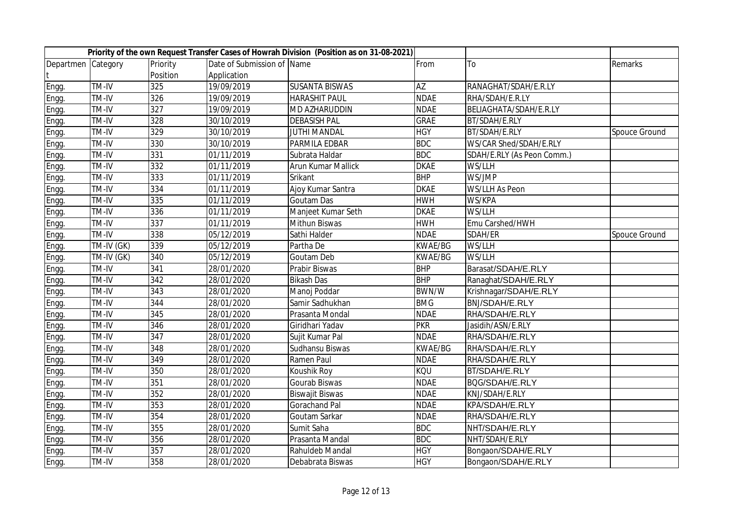| Priority of the own Request Transfer Cases of Howrah Division (Position as on 31-08-2021) | | | | | | | |
|---|---|---|---|---|---|---|---|
| Department | Category | Priority Position | Date of Submission of Application | Name | From | To | Remarks |
| Engg. | TM-IV | 325 | 19/09/2019 | SUSANTA BISWAS | AZ | RANAGHAT/SDAH/E.R.LY | |
| Engg. | TM-IV | 326 | 19/09/2019 | HARASHIT PAUL | NDAE | RHA/SDAH/E.R.LY | |
| Engg. | TM-IV | 327 | 19/09/2019 | MD AZHARUDDIN | NDAE | BELIAGHATA/SDAH/E.R.LY | |
| Engg. | TM-IV | 328 | 30/10/2019 | DEBASISH PAL | GRAE | BT/SDAH/E.RLY | |
| Engg. | TM-IV | 329 | 30/10/2019 | JUTHI MANDAL | HGY | BT/SDAH/E.RLY | Spouce Ground |
| Engg. | TM-IV | 330 | 30/10/2019 | PARMILA EDBAR | BDC | WS/CAR Shed/SDAH/E.RLY | |
| Engg. | TM-IV | 331 | 01/11/2019 | Subrata Haldar | BDC | SDAH/E.RLY (As Peon Comm.) | |
| Engg. | TM-IV | 332 | 01/11/2019 | Arun Kumar Mallick | DKAE | WS/LLH | |
| Engg. | TM-IV | 333 | 01/11/2019 | Srikant | BHP | WS/JMP | |
| Engg. | TM-IV | 334 | 01/11/2019 | Ajoy Kumar Santra | DKAE | WS/LLH As Peon | |
| Engg. | TM-IV | 335 | 01/11/2019 | Goutam Das | HWH | WS/KPA | |
| Engg. | TM-IV | 336 | 01/11/2019 | Manjeet Kumar Seth | DKAE | WS/LLH | |
| Engg. | TM-IV | 337 | 01/11/2019 | Mithun Biswas | HWH | Emu Carshed/HWH | |
| Engg. | TM-IV | 338 | 05/12/2019 | Sathi Halder | NDAE | SDAH/ER | Spouce Ground |
| Engg. | TM-IV (GK) | 339 | 05/12/2019 | Partha De | KWAE/BG | WS/LLH | |
| Engg. | TM-IV (GK) | 340 | 05/12/2019 | Goutam Deb | KWAE/BG | WS/LLH | |
| Engg. | TM-IV | 341 | 28/01/2020 | Prabir Biswas | BHP | Barasat/SDAH/E.RLY | |
| Engg. | TM-IV | 342 | 28/01/2020 | Bikash Das | BHP | Ranaghat/SDAH/E.RLY | |
| Engg. | TM-IV | 343 | 28/01/2020 | Manoj Poddar | BWN/W | Krishnagar/SDAH/E.RLY | |
| Engg. | TM-IV | 344 | 28/01/2020 | Samir Sadhukhan | BMG | BNJ/SDAH/E.RLY | |
| Engg. | TM-IV | 345 | 28/01/2020 | Prasanta Mondal | NDAE | RHA/SDAH/E.RLY | |
| Engg. | TM-IV | 346 | 28/01/2020 | Giridhari Yadav | PKR | Jasidih/ASN/E.RLY | |
| Engg. | TM-IV | 347 | 28/01/2020 | Sujit Kumar Pal | NDAE | RHA/SDAH/E.RLY | |
| Engg. | TM-IV | 348 | 28/01/2020 | Sudhansu Biswas | KWAE/BG | RHA/SDAH/E.RLY | |
| Engg. | TM-IV | 349 | 28/01/2020 | Ramen Paul | NDAE | RHA/SDAH/E.RLY | |
| Engg. | TM-IV | 350 | 28/01/2020 | Koushik Roy | KQU | BT/SDAH/E.RLY | |
| Engg. | TM-IV | 351 | 28/01/2020 | Gourab Biswas | NDAE | BQG/SDAH/E.RLY | |
| Engg. | TM-IV | 352 | 28/01/2020 | Biswajit Biswas | NDAE | KNJ/SDAH/E.RLY | |
| Engg. | TM-IV | 353 | 28/01/2020 | Gorachand Pal | NDAE | KPA/SDAH/E.RLY | |
| Engg. | TM-IV | 354 | 28/01/2020 | Goutam Sarkar | NDAE | RHA/SDAH/E.RLY | |
| Engg. | TM-IV | 355 | 28/01/2020 | Sumit Saha | BDC | NHT/SDAH/E.RLY | |
| Engg. | TM-IV | 356 | 28/01/2020 | Prasanta Mandal | BDC | NHT/SDAH/E.RLY | |
| Engg. | TM-IV | 357 | 28/01/2020 | Rahuldeb Mandal | HGY | Bongaon/SDAH/E.RLY | |
| Engg. | TM-IV | 358 | 28/01/2020 | Debabrata Biswas | HGY | Bongaon/SDAH/E.RLY | |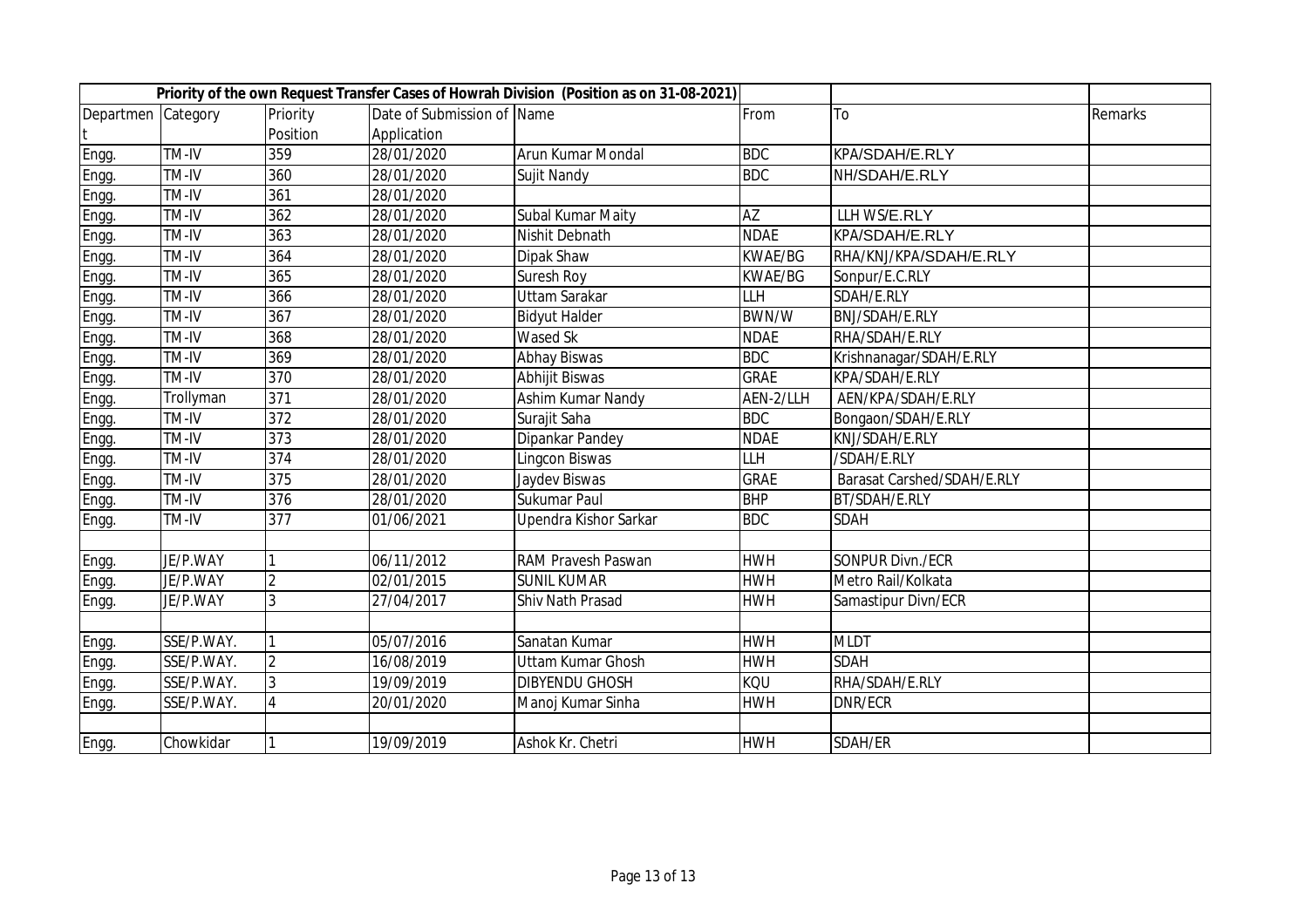| Priority of the own Request Transfer Cases of Howrah Division (Position as on 31-08-2021) | | | | | | | |
|---|---|---|---|---|---|---|---|
| Department | Category | Priority Position | Date of Submission of Application | Name | From | To | Remarks |
| Engg. | TM-IV | 359 | 28/01/2020 | Arun Kumar Mondal | BDC | KPA/SDAH/E.RLY | |
| Engg. | TM-IV | 360 | 28/01/2020 | Sujit Nandy | BDC | NH/SDAH/E.RLY | |
| Engg. | TM-IV | 361 | 28/01/2020 | | | | |
| Engg. | TM-IV | 362 | 28/01/2020 | Subal Kumar Maity | AZ | LLH WS/E.RLY | |
| Engg. | TM-IV | 363 | 28/01/2020 | Nishit Debnath | NDAE | KPA/SDAH/E.RLY | |
| Engg. | TM-IV | 364 | 28/01/2020 | Dipak Shaw | KWAE/BG | RHA/KNJ/KPA/SDAH/E.RLY | |
| Engg. | TM-IV | 365 | 28/01/2020 | Suresh Roy | KWAE/BG | Sonpur/E.C.RLY | |
| Engg. | TM-IV | 366 | 28/01/2020 | Uttam Sarakar | LLH | SDAH/E.RLY | |
| Engg. | TM-IV | 367 | 28/01/2020 | Bidyut Halder | BWN/W | BNJ/SDAH/E.RLY | |
| Engg. | TM-IV | 368 | 28/01/2020 | Wased Sk | NDAE | RHA/SDAH/E.RLY | |
| Engg. | TM-IV | 369 | 28/01/2020 | Abhay Biswas | BDC | Krishnanagar/SDAH/E.RLY | |
| Engg. | TM-IV | 370 | 28/01/2020 | Abhijit Biswas | GRAE | KPA/SDAH/E.RLY | |
| Engg. | Trollyman | 371 | 28/01/2020 | Ashim Kumar Nandy | AEN-2/LLH | AEN/KPA/SDAH/E.RLY | |
| Engg. | TM-IV | 372 | 28/01/2020 | Surajit Saha | BDC | Bongaon/SDAH/E.RLY | |
| Engg. | TM-IV | 373 | 28/01/2020 | Dipankar Pandey | NDAE | KNJ/SDAH/E.RLY | |
| Engg. | TM-IV | 374 | 28/01/2020 | Lingcon Biswas | LLH | /SDAH/E.RLY | |
| Engg. | TM-IV | 375 | 28/01/2020 | Jaydev Biswas | GRAE | Barasat Carshed/SDAH/E.RLY | |
| Engg. | TM-IV | 376 | 28/01/2020 | Sukumar Paul | BHP | BT/SDAH/E.RLY | |
| Engg. | TM-IV | 377 | 01/06/2021 | Upendra Kishor Sarkar | BDC | SDAH | |
| | | | | | | | |
| Engg. | JE/P.WAY | 1 | 06/11/2012 | RAM Pravesh Paswan | HWH | SONPUR Divn./ECR | |
| Engg. | JE/P.WAY | 2 | 02/01/2015 | SUNIL KUMAR | HWH | Metro Rail/Kolkata | |
| Engg. | JE/P.WAY | 3 | 27/04/2017 | Shiv Nath Prasad | HWH | Samastipur Divn/ECR | |
| | | | | | | | |
| Engg. | SSE/P.WAY. | 1 | 05/07/2016 | Sanatan Kumar | HWH | MLDT | |
| Engg. | SSE/P.WAY. | 2 | 16/08/2019 | Uttam Kumar Ghosh | HWH | SDAH | |
| Engg. | SSE/P.WAY. | 3 | 19/09/2019 | DIBYENDU GHOSH | KQU | RHA/SDAH/E.RLY | |
| Engg. | SSE/P.WAY. | 4 | 20/01/2020 | Manoj Kumar Sinha | HWH | DNR/ECR | |
| | | | | | | | |
| Engg. | Chowkidar | 1 | 19/09/2019 | Ashok Kr. Chetri | HWH | SDAH/ER | |